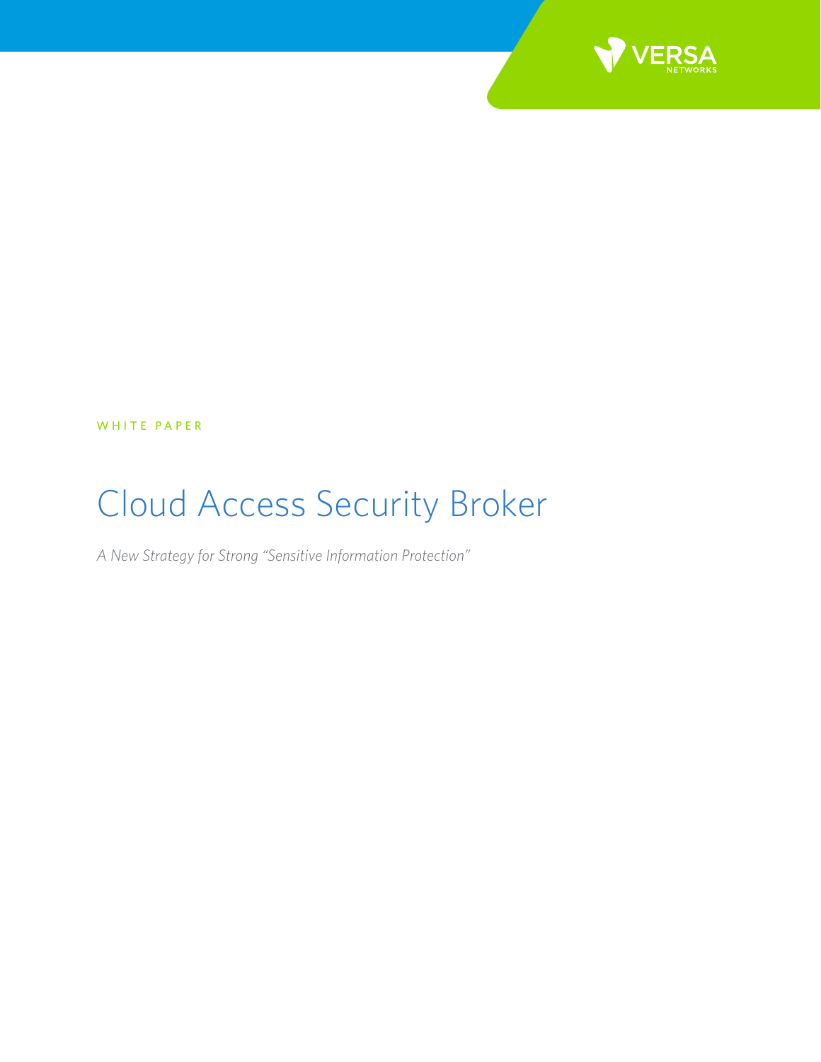VERSA NETWORKS

WHITE PAPER

# Cloud Access Security Broker

*A New Strategy for Strong "Sensitive Information Protection"*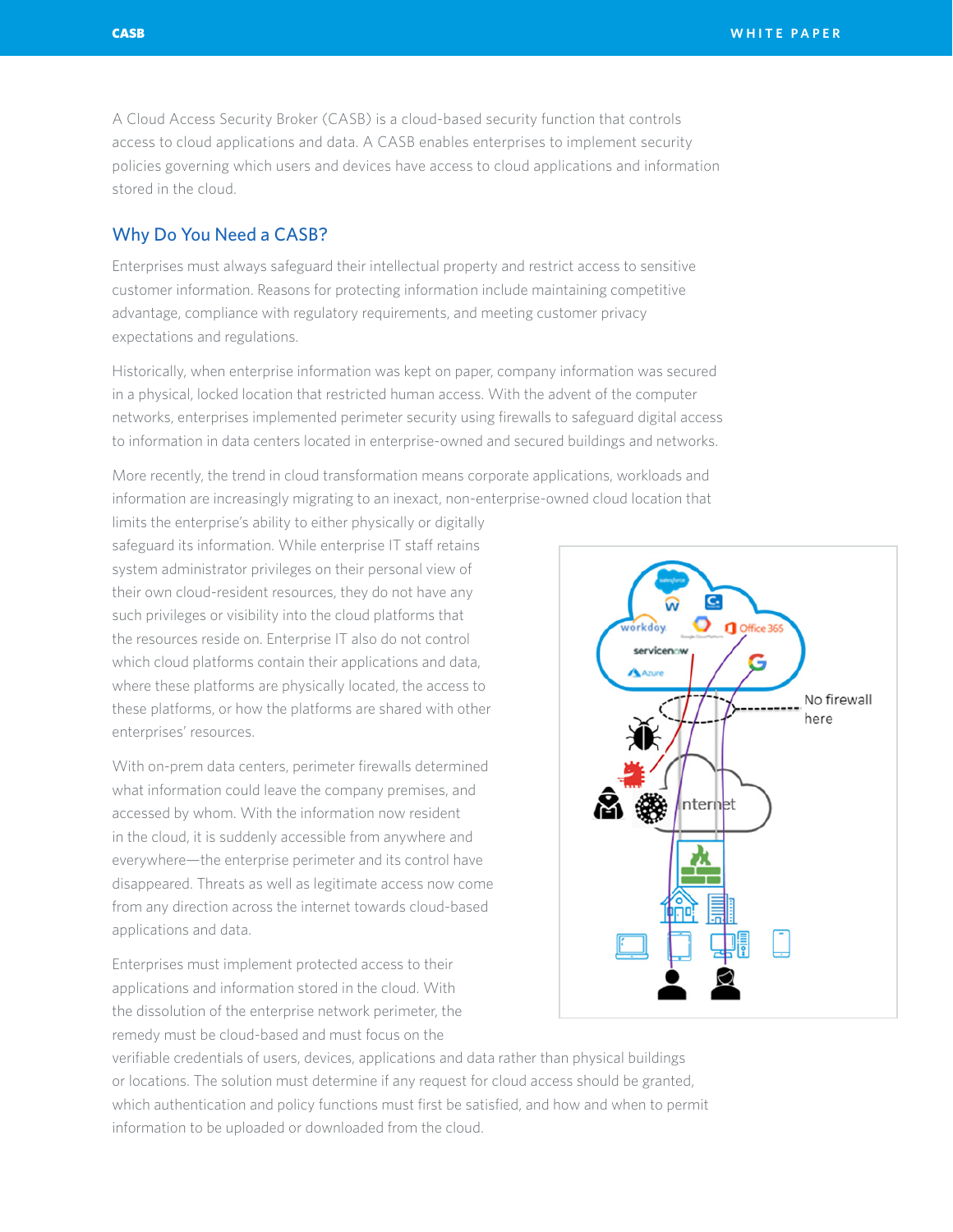A Cloud Access Security Broker (CASB) is a cloud-based security function that controls access to cloud applications and data. A CASB enables enterprises to implement security policies governing which users and devices have access to cloud applications and information stored in the cloud.

## Why Do You Need a CASB?

Enterprises must always safeguard their intellectual property and restrict access to sensitive customer information. Reasons for protecting information include maintaining competitive advantage, compliance with regulatory requirements, and meeting customer privacy expectations and regulations.

Historically, when enterprise information was kept on paper, company information was secured in a physical, locked location that restricted human access. With the advent of the computer networks, enterprises implemented perimeter security using firewalls to safeguard digital access to information in data centers located in enterprise-owned and secured buildings and networks.

More recently, the trend in cloud transformation means corporate applications, workloads and information are increasingly migrating to an inexact, non-enterprise-owned cloud location that limits the enterprise's ability to either physically or digitally safeguard its information. While enterprise IT staff retains system administrator privileges on their personal view of their own cloud-resident resources, they do not have any such privileges or visibility into the cloud platforms that the resources reside on. Enterprise IT also do not control which cloud platforms contain their applications and data, where these platforms are physically located, the access to these platforms, or how the platforms are shared with other enterprises' resources.

With on-prem data centers, perimeter firewalls determined what information could leave the company premises, and accessed by whom. With the information now resident in the cloud, it is suddenly accessible from anywhere and everywhere—the enterprise perimeter and its control have disappeared. Threats as well as legitimate access now come from any direction across the internet towards cloud-based applications and data.

Enterprises must implement protected access to their applications and information stored in the cloud. With the dissolution of the enterprise network perimeter, the remedy must be cloud-based and must focus on the verifiable credentials of users, devices, applications and data rather than physical buildings or locations. The solution must determine if any request for cloud access should be granted, which authentication and policy functions must first be satisfied, and how and when to permit information to be uploaded or downloaded from the cloud.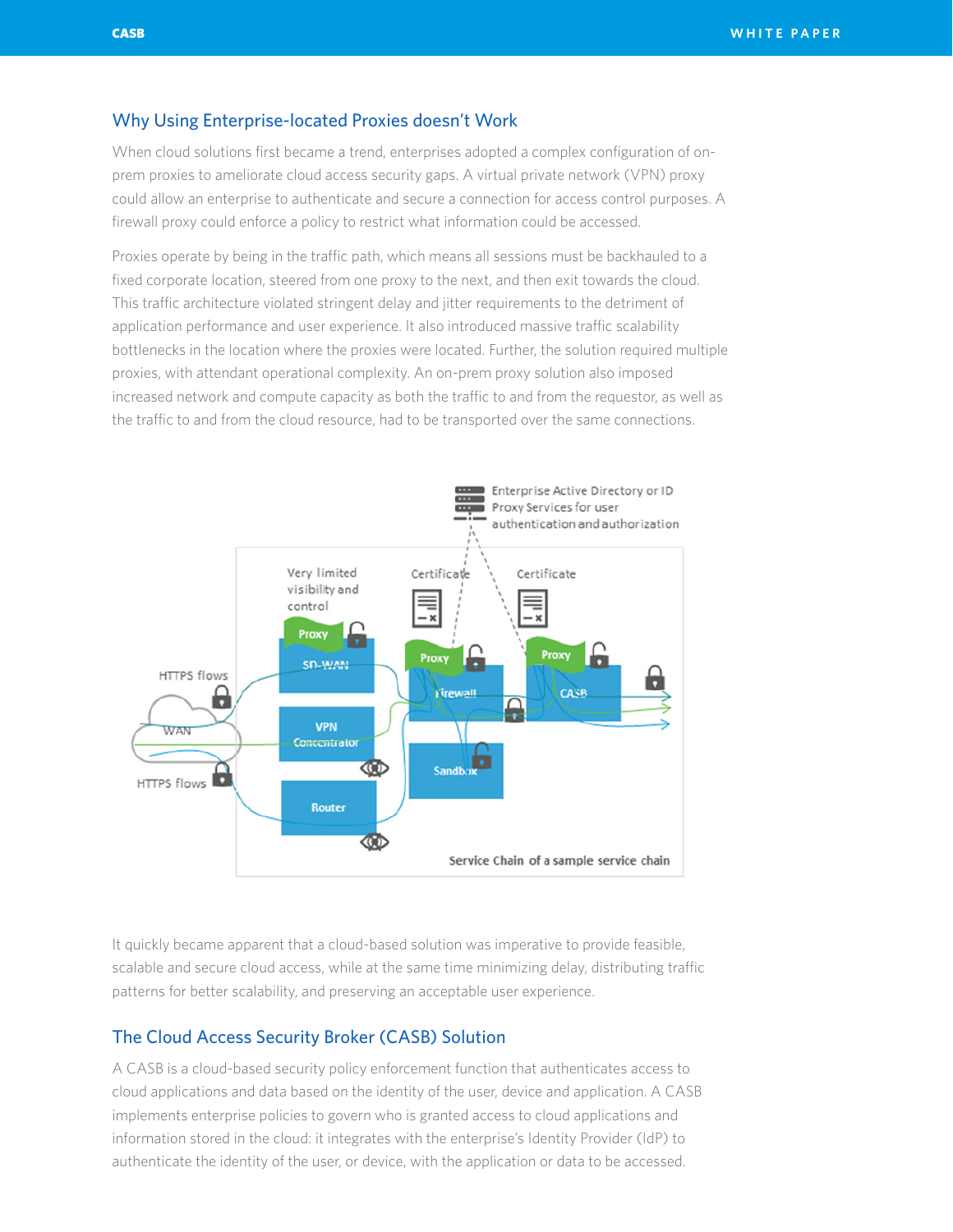## Why Using Enterprise-located Proxies doesn't Work

When cloud solutions first became a trend, enterprises adopted a complex configuration of on-prem proxies to ameliorate cloud access security gaps. A virtual private network (VPN) proxy could allow an enterprise to authenticate and secure a connection for access control purposes. A firewall proxy could enforce a policy to restrict what information could be accessed.

Proxies operate by being in the traffic path, which means all sessions must be backhauled to a fixed corporate location, steered from one proxy to the next, and then exit towards the cloud. This traffic architecture violated stringent delay and jitter requirements to the detriment of application performance and user experience. It also introduced massive traffic scalability bottlenecks in the location where the proxies were located. Further, the solution required multiple proxies, with attendant operational complexity. An on-prem proxy solution also imposed increased network and compute capacity as both the traffic to and from the requestor, as well as the traffic to and from the cloud resource, had to be transported over the same connections.

It quickly became apparent that a cloud-based solution was imperative to provide feasible, scalable and secure cloud access, while at the same time minimizing delay, distributing traffic patterns for better scalability, and preserving an acceptable user experience.

## The Cloud Access Security Broker (CASB) Solution

A CASB is a cloud-based security policy enforcement function that authenticates access to cloud applications and data based on the identity of the user, device and application. A CASB implements enterprise policies to govern who is granted access to cloud applications and information stored in the cloud: it integrates with the enterprise's Identity Provider (IdP) to authenticate the identity of the user, or device, with the application or data to be accessed.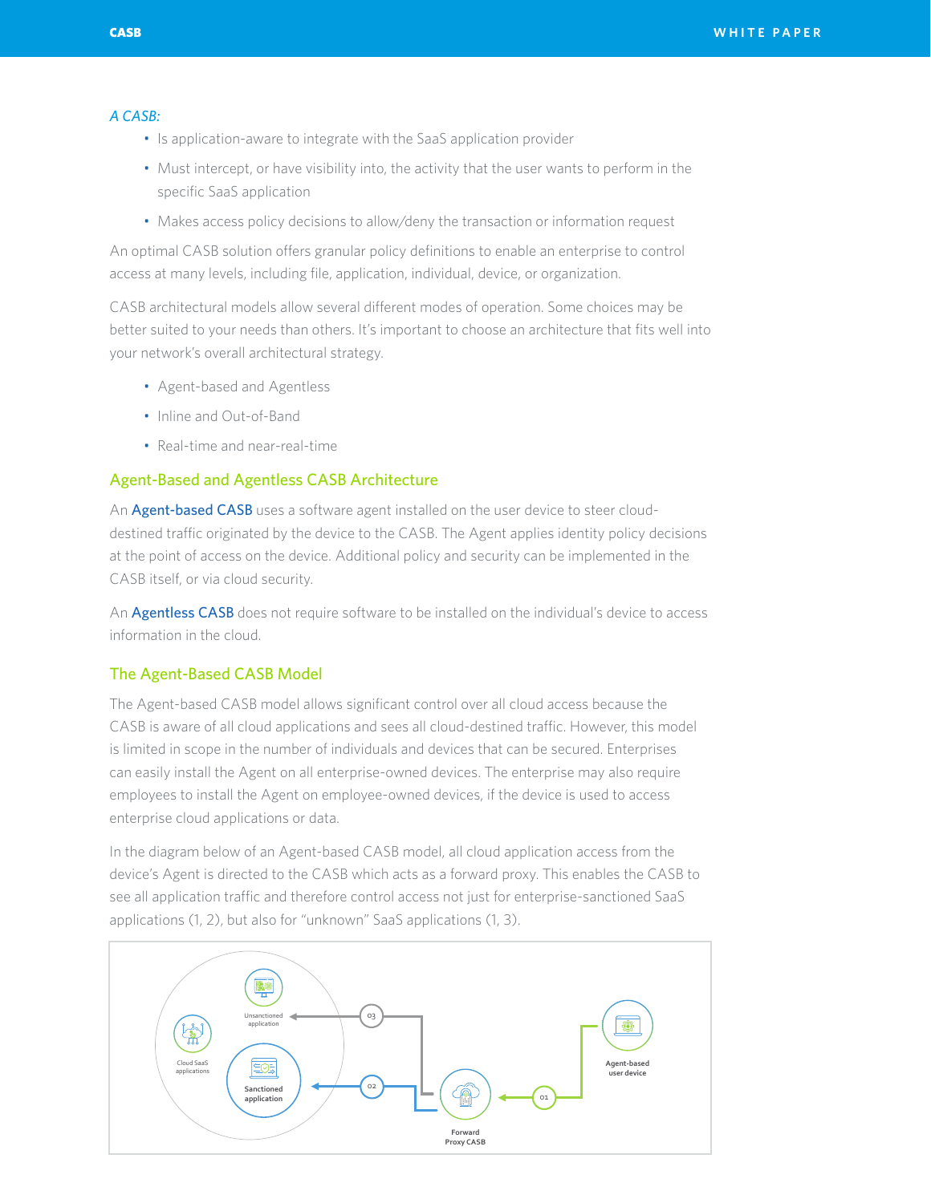*A CASB:*

- Is application-aware to integrate with the SaaS application provider
- Must intercept, or have visibility into, the activity that the user wants to perform in the specific SaaS application
- Makes access policy decisions to allow/deny the transaction or information request

An optimal CASB solution offers granular policy definitions to enable an enterprise to control access at many levels, including file, application, individual, device, or organization.

CASB architectural models allow several different modes of operation. Some choices may be better suited to your needs than others. It's important to choose an architecture that fits well into your network's overall architectural strategy.

- Agent-based and Agentless
- Inline and Out-of-Band
- Real-time and near-real-time

## Agent-Based and Agentless CASB Architecture

An **Agent-based CASB** uses a software agent installed on the user device to steer cloud-destined traffic originated by the device to the CASB. The Agent applies identity policy decisions at the point of access on the device. Additional policy and security can be implemented in the CASB itself, or via cloud security.

An **Agentless CASB** does not require software to be installed on the individual's device to access information in the cloud.

## The Agent-Based CASB Model

The Agent-based CASB model allows significant control over all cloud access because the CASB is aware of all cloud applications and sees all cloud-destined traffic. However, this model is limited in scope in the number of individuals and devices that can be secured. Enterprises can easily install the Agent on all enterprise-owned devices. The enterprise may also require employees to install the Agent on employee-owned devices, if the device is used to access enterprise cloud applications or data.

In the diagram below of an Agent-based CASB model, all cloud application access from the device's Agent is directed to the CASB which acts as a forward proxy. This enables the CASB to see all application traffic and therefore control access not just for enterprise-sanctioned SaaS applications (1, 2), but also for "unknown" SaaS applications (1, 3).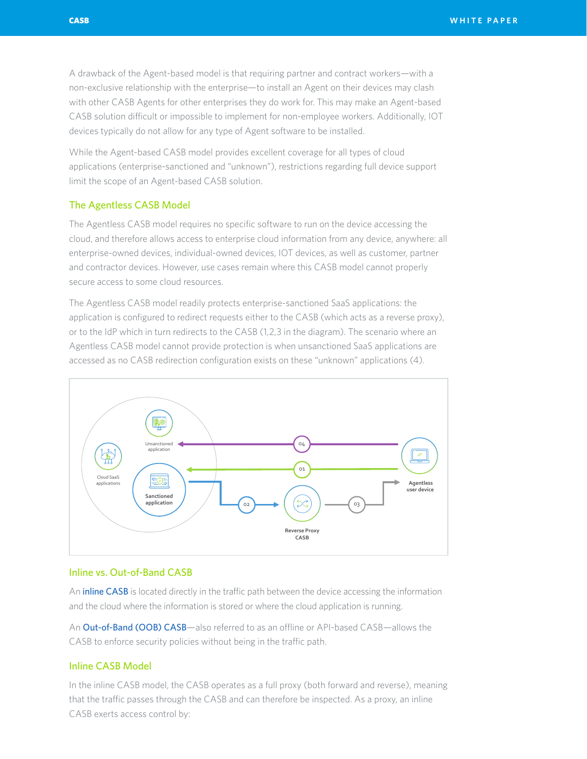A drawback of the Agent-based model is that requiring partner and contract workers—with a non-exclusive relationship with the enterprise—to install an Agent on their devices may clash with other CASB Agents for other enterprises they do work for. This may make an Agent-based CASB solution difficult or impossible to implement for non-employee workers. Additionally, IOT devices typically do not allow for any type of Agent software to be installed.

While the Agent-based CASB model provides excellent coverage for all types of cloud applications (enterprise-sanctioned and "unknown"), restrictions regarding full device support limit the scope of an Agent-based CASB solution.

## The Agentless CASB Model

The Agentless CASB model requires no specific software to run on the device accessing the cloud, and therefore allows access to enterprise cloud information from any device, anywhere: all enterprise-owned devices, individual-owned devices, IOT devices, as well as customer, partner and contractor devices. However, use cases remain where this CASB model cannot properly secure access to some cloud resources.

The Agentless CASB model readily protects enterprise-sanctioned SaaS applications: the application is configured to redirect requests either to the CASB (which acts as a reverse proxy), or to the IdP which in turn redirects to the CASB (1,2,3 in the diagram). The scenario where an Agentless CASB model cannot provide protection is when unsanctioned SaaS applications are accessed as no CASB redirection configuration exists on these "unknown" applications (4).

## Inline vs. Out-of-Band CASB

An inline CASB is located directly in the traffic path between the device accessing the information and the cloud where the information is stored or where the cloud application is running.

An Out-of-Band (OOB) CASB—also referred to as an offline or API-based CASB—allows the CASB to enforce security policies without being in the traffic path.

## Inline CASB Model

In the inline CASB model, the CASB operates as a full proxy (both forward and reverse), meaning that the traffic passes through the CASB and can therefore be inspected. As a proxy, an inline CASB exerts access control by: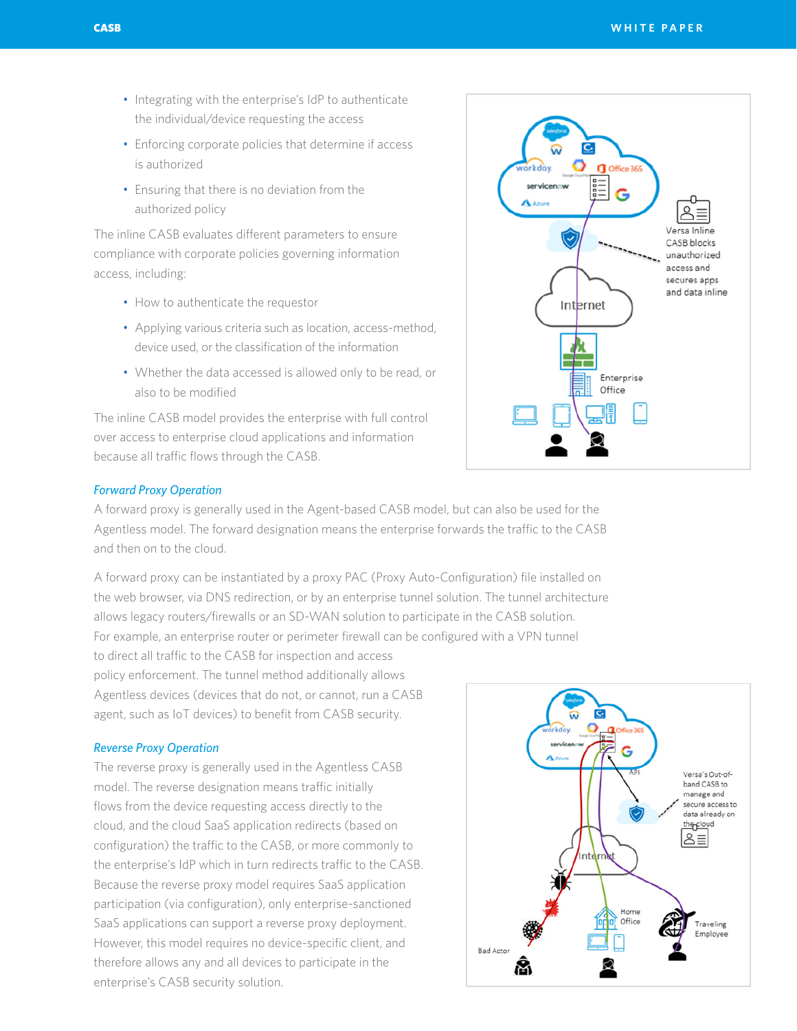- Integrating with the enterprise's IdP to authenticate the individual/device requesting the access
- Enforcing corporate policies that determine if access is authorized
- Ensuring that there is no deviation from the authorized policy

The inline CASB evaluates different parameters to ensure compliance with corporate policies governing information access, including:

- How to authenticate the requestor
- Applying various criteria such as location, access-method, device used, or the classification of the information
- Whether the data accessed is allowed only to be read, or also to be modified

The inline CASB model provides the enterprise with full control over access to enterprise cloud applications and information because all traffic flows through the CASB.

### *Forward Proxy Operation*

A forward proxy is generally used in the Agent-based CASB model, but can also be used for the Agentless model. The forward designation means the enterprise forwards the traffic to the CASB and then on to the cloud.

A forward proxy can be instantiated by a proxy PAC (Proxy Auto-Configuration) file installed on the web browser, via DNS redirection, or by an enterprise tunnel solution. The tunnel architecture allows legacy routers/firewalls or an SD-WAN solution to participate in the CASB solution. For example, an enterprise router or perimeter firewall can be configured with a VPN tunnel to direct all traffic to the CASB for inspection and access policy enforcement. The tunnel method additionally allows Agentless devices (devices that do not, or cannot, run a CASB agent, such as IoT devices) to benefit from CASB security.

### *Reverse Proxy Operation*

The reverse proxy is generally used in the Agentless CASB model. The reverse designation means traffic initially flows from the device requesting access directly to the cloud, and the cloud SaaS application redirects (based on configuration) the traffic to the CASB, or more commonly to the enterprise's IdP which in turn redirects traffic to the CASB. Because the reverse proxy model requires SaaS application participation (via configuration), only enterprise-sanctioned SaaS applications can support a reverse proxy deployment. However, this model requires no device-specific client, and therefore allows any and all devices to participate in the enterprise's CASB security solution.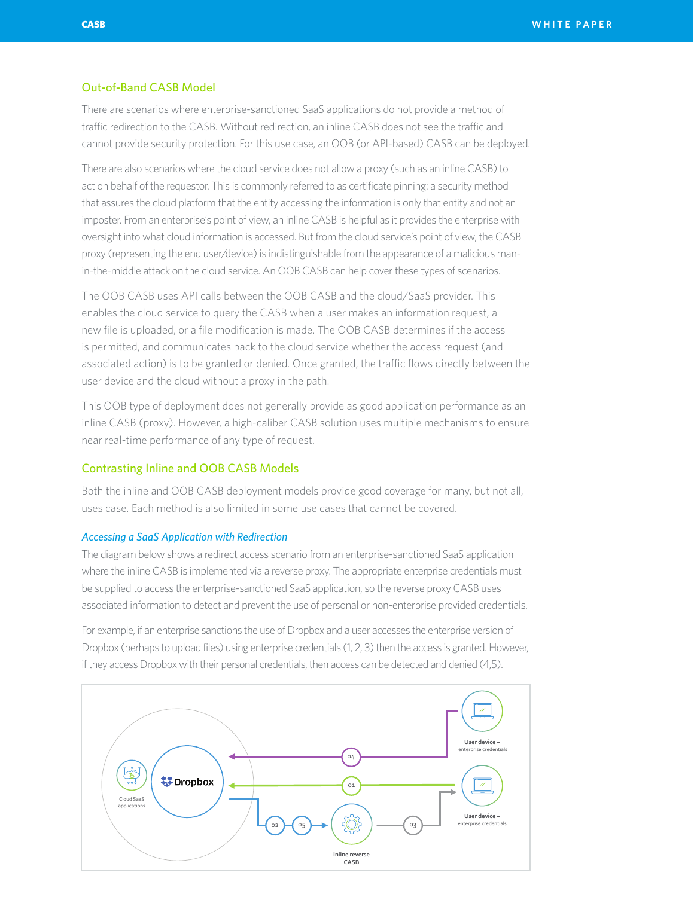## Out-of-Band CASB Model

There are scenarios where enterprise-sanctioned SaaS applications do not provide a method of traffic redirection to the CASB. Without redirection, an inline CASB does not see the traffic and cannot provide security protection. For this use case, an OOB (or API-based) CASB can be deployed.

There are also scenarios where the cloud service does not allow a proxy (such as an inline CASB) to act on behalf of the requestor. This is commonly referred to as certificate pinning: a security method that assures the cloud platform that the entity accessing the information is only that entity and not an imposter. From an enterprise's point of view, an inline CASB is helpful as it provides the enterprise with oversight into what cloud information is accessed. But from the cloud service's point of view, the CASB proxy (representing the end user/device) is indistinguishable from the appearance of a malicious man-in-the-middle attack on the cloud service. An OOB CASB can help cover these types of scenarios.

The OOB CASB uses API calls between the OOB CASB and the cloud/SaaS provider. This enables the cloud service to query the CASB when a user makes an information request, a new file is uploaded, or a file modification is made. The OOB CASB determines if the access is permitted, and communicates back to the cloud service whether the access request (and associated action) is to be granted or denied. Once granted, the traffic flows directly between the user device and the cloud without a proxy in the path.

This OOB type of deployment does not generally provide as good application performance as an inline CASB (proxy). However, a high-caliber CASB solution uses multiple mechanisms to ensure near real-time performance of any type of request.

## Contrasting Inline and OOB CASB Models

Both the inline and OOB CASB deployment models provide good coverage for many, but not all, uses case. Each method is also limited in some use cases that cannot be covered.

### *Accessing a SaaS Application with Redirection*

The diagram below shows a redirect access scenario from an enterprise-sanctioned SaaS application where the inline CASB is implemented via a reverse proxy. The appropriate enterprise credentials must be supplied to access the enterprise-sanctioned SaaS application, so the reverse proxy CASB uses associated information to detect and prevent the use of personal or non-enterprise provided credentials.

For example, if an enterprise sanctions the use of Dropbox and a user accesses the enterprise version of Dropbox (perhaps to upload files) using enterprise credentials (1, 2, 3) then the access is granted. However, if they access Dropbox with their personal credentials, then access can be detected and denied (4,5).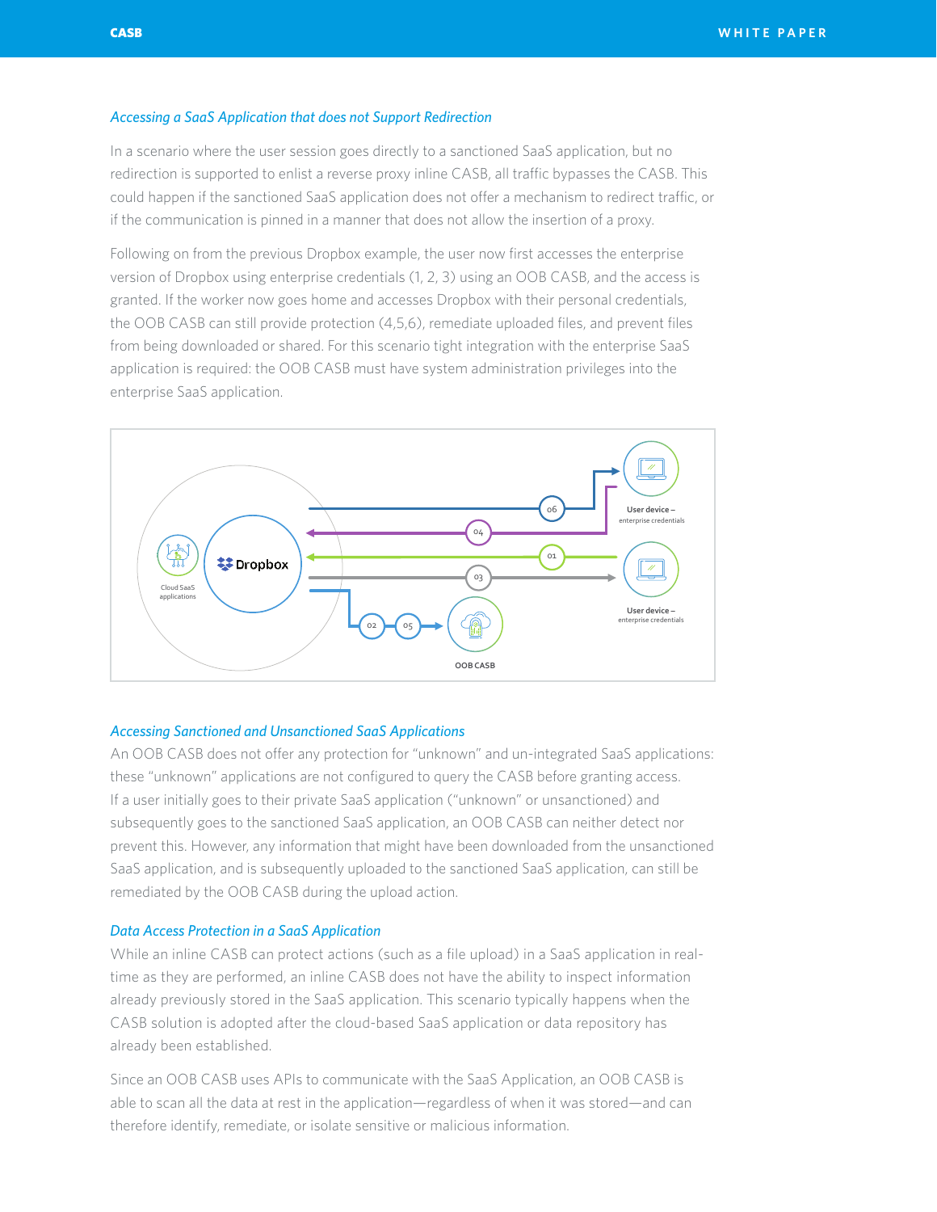### Accessing a SaaS Application that does not Support Redirection

In a scenario where the user session goes directly to a sanctioned SaaS application, but no redirection is supported to enlist a reverse proxy inline CASB, all traffic bypasses the CASB. This could happen if the sanctioned SaaS application does not offer a mechanism to redirect traffic, or if the communication is pinned in a manner that does not allow the insertion of a proxy.

Following on from the previous Dropbox example, the user now first accesses the enterprise version of Dropbox using enterprise credentials (1, 2, 3) using an OOB CASB, and the access is granted. If the worker now goes home and accesses Dropbox with their personal credentials, the OOB CASB can still provide protection (4,5,6), remediate uploaded files, and prevent files from being downloaded or shared. For this scenario tight integration with the enterprise SaaS application is required: the OOB CASB must have system administration privileges into the enterprise SaaS application.

### Accessing Sanctioned and Unsanctioned SaaS Applications

An OOB CASB does not offer any protection for "unknown" and un-integrated SaaS applications: these "unknown" applications are not configured to query the CASB before granting access. If a user initially goes to their private SaaS application ("unknown" or unsanctioned) and subsequently goes to the sanctioned SaaS application, an OOB CASB can neither detect nor prevent this. However, any information that might have been downloaded from the unsanctioned SaaS application, and is subsequently uploaded to the sanctioned SaaS application, can still be remediated by the OOB CASB during the upload action.

### Data Access Protection in a SaaS Application

While an inline CASB can protect actions (such as a file upload) in a SaaS application in real-time as they are performed, an inline CASB does not have the ability to inspect information already previously stored in the SaaS application. This scenario typically happens when the CASB solution is adopted after the cloud-based SaaS application or data repository has already been established.

Since an OOB CASB uses APIs to communicate with the SaaS Application, an OOB CASB is able to scan all the data at rest in the application—regardless of when it was stored—and can therefore identify, remediate, or isolate sensitive or malicious information.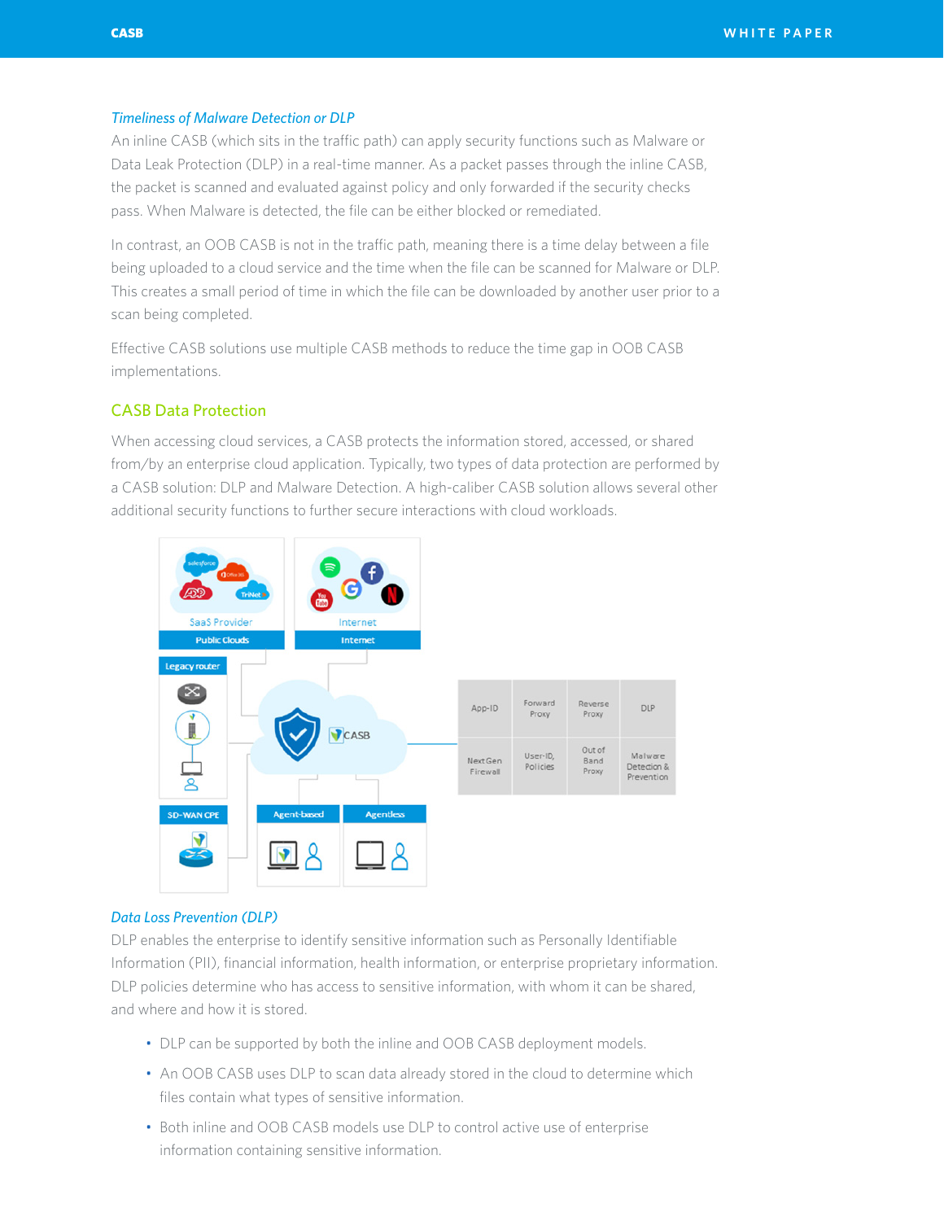*Timeliness of Malware Detection or DLP*

An inline CASB (which sits in the traffic path) can apply security functions such as Malware or Data Leak Protection (DLP) in a real-time manner. As a packet passes through the inline CASB, the packet is scanned and evaluated against policy and only forwarded if the security checks pass. When Malware is detected, the file can be either blocked or remediated.

In contrast, an OOB CASB is not in the traffic path, meaning there is a time delay between a file being uploaded to a cloud service and the time when the file can be scanned for Malware or DLP. This creates a small period of time in which the file can be downloaded by another user prior to a scan being completed.

Effective CASB solutions use multiple CASB methods to reduce the time gap in OOB CASB implementations.

## CASB Data Protection

When accessing cloud services, a CASB protects the information stored, accessed, or shared from/by an enterprise cloud application. Typically, two types of data protection are performed by a CASB solution: DLP and Malware Detection. A high-caliber CASB solution allows several other additional security functions to further secure interactions with cloud workloads.

*Data Loss Prevention (DLP)*

DLP enables the enterprise to identify sensitive information such as Personally Identifiable Information (PII), financial information, health information, or enterprise proprietary information. DLP policies determine who has access to sensitive information, with whom it can be shared, and where and how it is stored.

- DLP can be supported by both the inline and OOB CASB deployment models.
- An OOB CASB uses DLP to scan data already stored in the cloud to determine which files contain what types of sensitive information.
- Both inline and OOB CASB models use DLP to control active use of enterprise information containing sensitive information.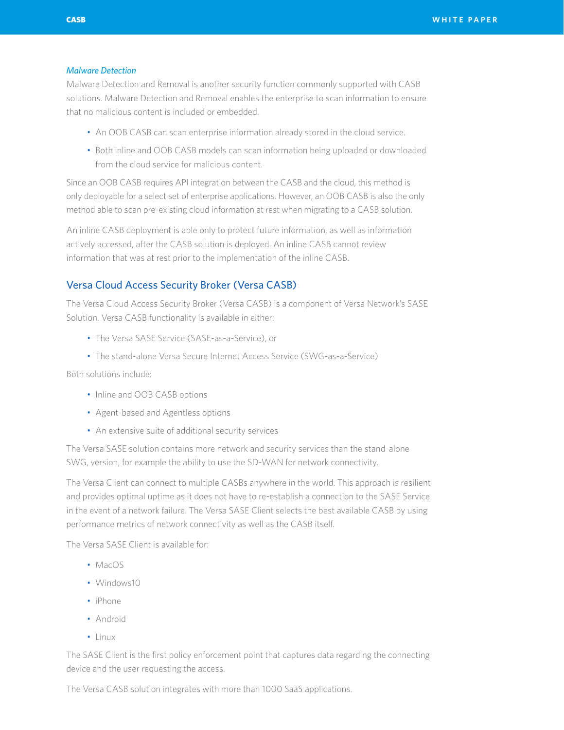### *Malware Detection*

Malware Detection and Removal is another security function commonly supported with CASB solutions. Malware Detection and Removal enables the enterprise to scan information to ensure that no malicious content is included or embedded.

- An OOB CASB can scan enterprise information already stored in the cloud service.
- Both inline and OOB CASB models can scan information being uploaded or downloaded from the cloud service for malicious content.

Since an OOB CASB requires API integration between the CASB and the cloud, this method is only deployable for a select set of enterprise applications. However, an OOB CASB is also the only method able to scan pre-existing cloud information at rest when migrating to a CASB solution.

An inline CASB deployment is able only to protect future information, as well as information actively accessed, after the CASB solution is deployed. An inline CASB cannot review information that was at rest prior to the implementation of the inline CASB.

## Versa Cloud Access Security Broker (Versa CASB)

The Versa Cloud Access Security Broker (Versa CASB) is a component of Versa Network's SASE Solution. Versa CASB functionality is available in either:

- The Versa SASE Service (SASE-as-a-Service), or
- The stand-alone Versa Secure Internet Access Service (SWG-as-a-Service)

Both solutions include:

- Inline and OOB CASB options
- Agent-based and Agentless options
- An extensive suite of additional security services

The Versa SASE solution contains more network and security services than the stand-alone SWG, version, for example the ability to use the SD-WAN for network connectivity.

The Versa Client can connect to multiple CASBs anywhere in the world. This approach is resilient and provides optimal uptime as it does not have to re-establish a connection to the SASE Service in the event of a network failure. The Versa SASE Client selects the best available CASB by using performance metrics of network connectivity as well as the CASB itself.

The Versa SASE Client is available for:

- MacOS
- Windows10
- iPhone
- Android
- Linux

The SASE Client is the first policy enforcement point that captures data regarding the connecting device and the user requesting the access.

The Versa CASB solution integrates with more than 1000 SaaS applications.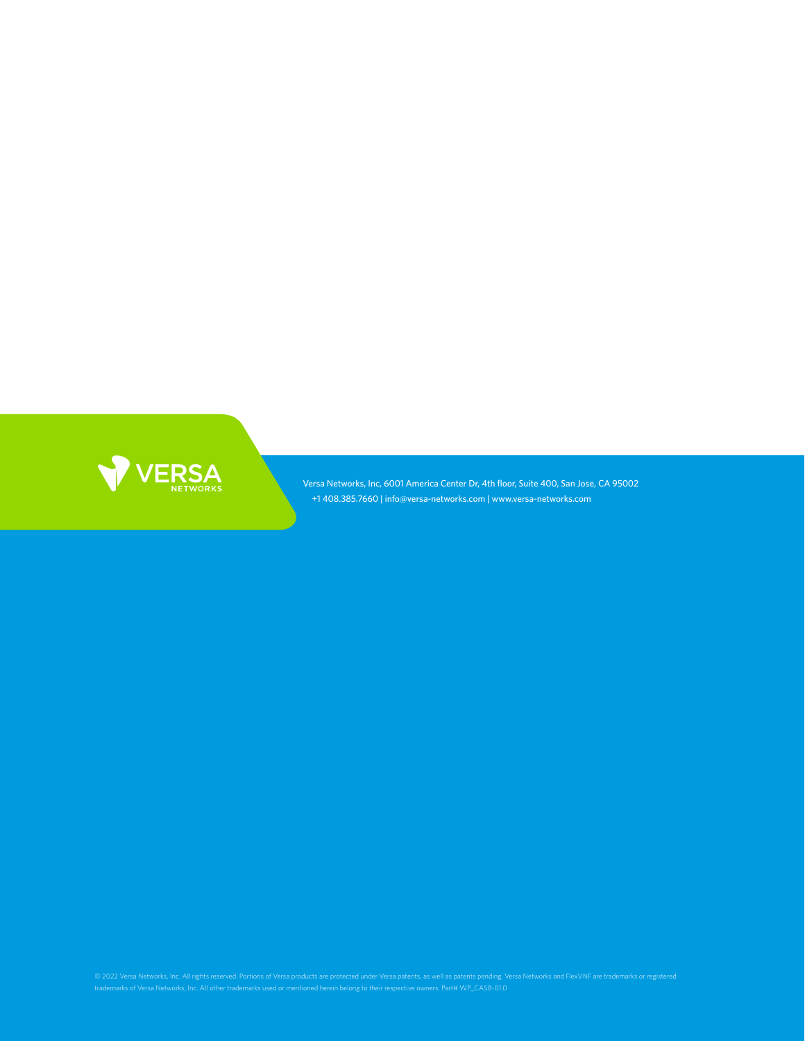VERSA NETWORKS

Versa Networks, Inc, 6001 America Center Dr, 4th floor, Suite 400, San Jose, CA 95002
+1 408.385.7660 | info@versa-networks.com | www.versa-networks.com

© 2022 Versa Networks, Inc. All rights reserved. Portions of Versa products are protected under Versa patents, as well as patents pending. Versa Networks and FlexVNF are trademarks or registered trademarks of Versa Networks, Inc. All other trademarks used or mentioned herein belong to their respective owners. Part# WP_CASB-01.0